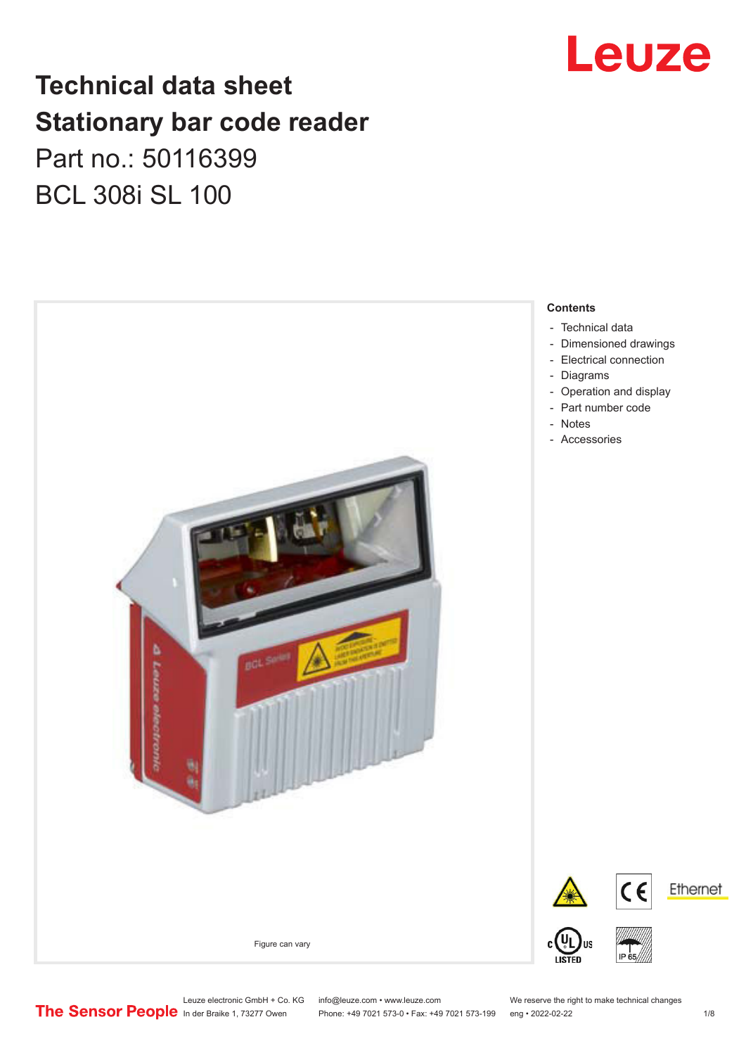# Technical data sheet
# Stationary bar code reader

## Part no.: 50116399

## BCL 308i SL 100

Figure can vary

**Contents**

- Technical data
- Dimensioned drawings
- Electrical connection
- Diagrams
- Operation and display
- Part number code
- Notes
- Accessories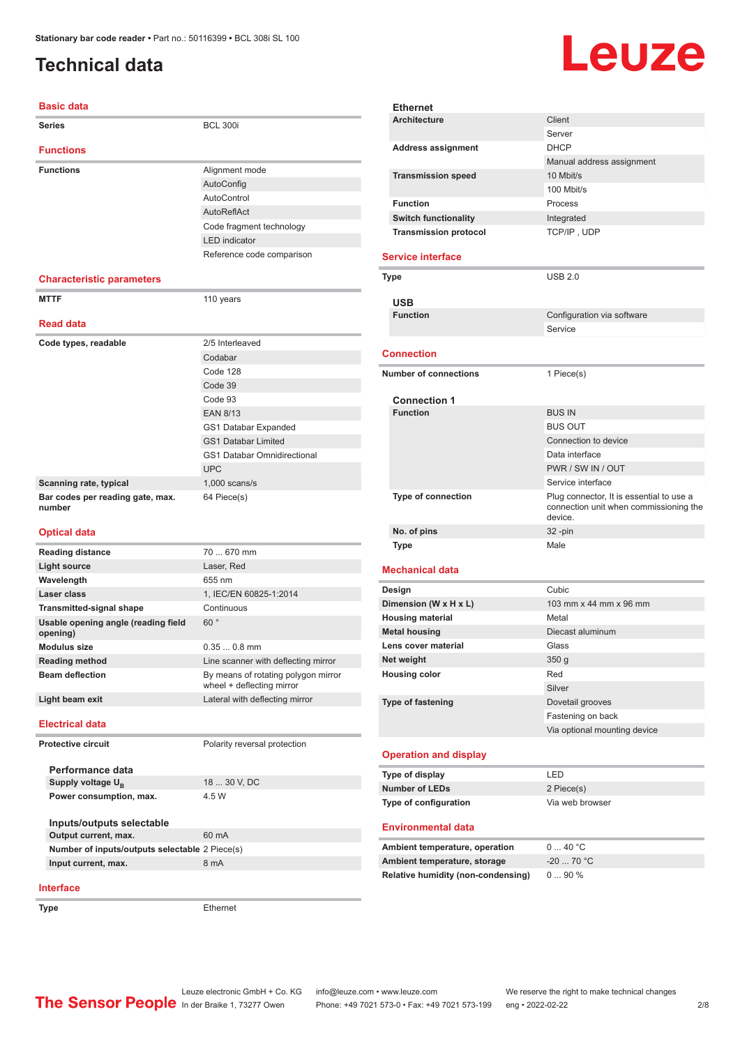Stationary bar code reader • Part no.: 50116399 • BCL 308i SL 100

# Technical data

## Basic data

| | |
|---|---|
| Series | BCL 300i |

## Functions

| | |
|---|---|
| Functions | Alignment mode |
| | AutoConfig |
| | AutoControl |
| | AutoReflAct |
| | Code fragment technology |
| | LED indicator |
| | Reference code comparison |

## Characteristic parameters

| | |
|---|---|
| MTTF | 110 years |

## Read data

| | |
|---|---|
| Code types, readable | 2/5 Interleaved |
| | Codabar |
| | Code 128 |
| | Code 39 |
| | Code 93 |
| | EAN 8/13 |
| | GS1 Databar Expanded |
| | GS1 Databar Limited |
| | GS1 Databar Omnidirectional |
| | UPC |
| Scanning rate, typical | 1,000 scans/s |
| Bar codes per reading gate, max. number | 64 Piece(s) |

## Optical data

| | |
|---|---|
| Reading distance | 70 ... 670 mm |
| Light source | Laser, Red |
| Wavelength | 655 nm |
| Laser class | 1, IEC/EN 60825-1:2014 |
| Transmitted-signal shape | Continuous |
| Usable opening angle (reading field opening) | 60 ° |
| Modulus size | 0.35 ... 0.8 mm |
| Reading method | Line scanner with deflecting mirror |
| Beam deflection | By means of rotating polygon mirror wheel + deflecting mirror |
| Light beam exit | Lateral with deflecting mirror |

## Electrical data

| | |
|---|---|
| Protective circuit | Polarity reversal protection |

### Performance data

| | |
|---|---|
| Supply voltage $U_B$ | 18 ... 30 V, DC |
| Power consumption, max. | 4.5 W |

### Inputs/outputs selectable

| | |
|---|---|
| Output current, max. | 60 mA |
| Number of inputs/outputs selectable | 2 Piece(s) |
| Input current, max. | 8 mA |

## Interface

| | |
|---|---|
| Type | Ethernet |

### Ethernet

| | |
|---|---|
| Architecture | Client |
| | Server |
| Address assignment | DHCP |
| | Manual address assignment |
| Transmission speed | 10 Mbit/s |
| | 100 Mbit/s |
| Function | Process |
| Switch functionality | Integrated |
| Transmission protocol | TCP/IP , UDP |

## Service interface

| | |
|---|---|
| Type | USB 2.0 |

### USB

| | |
|---|---|
| Function | Configuration via software |
| | Service |

## Connection

| | |
|---|---|
| Number of connections | 1 Piece(s) |

### Connection 1

| | |
|---|---|
| Function | BUS IN |
| | BUS OUT |
| | Connection to device |
| | Data interface |
| | PWR / SW IN / OUT |
| | Service interface |
| Type of connection | Plug connector, It is essential to use a connection unit when commissioning the device. |
| No. of pins | 32 -pin |
| Type | Male |

## Mechanical data

| | |
|---|---|
| Design | Cubic |
| Dimension (W x H x L) | 103 mm x 44 mm x 96 mm |
| Housing material | Metal |
| Metal housing | Diecast aluminum |
| Lens cover material | Glass |
| Net weight | 350 g |
| Housing color | Red |
| | Silver |
| Type of fastening | Dovetail grooves |
| | Fastening on back |
| | Via optional mounting device |

## Operation and display

| | |
|---|---|
| Type of display | LED |
| Number of LEDs | 2 Piece(s) |
| Type of configuration | Via web browser |

## Environmental data

| | |
|---|---|
| Ambient temperature, operation | 0 ... 40 °C |
| Ambient temperature, storage | -20 ... 70 °C |
| Relative humidity (non-condensing) | 0 ... 90 % |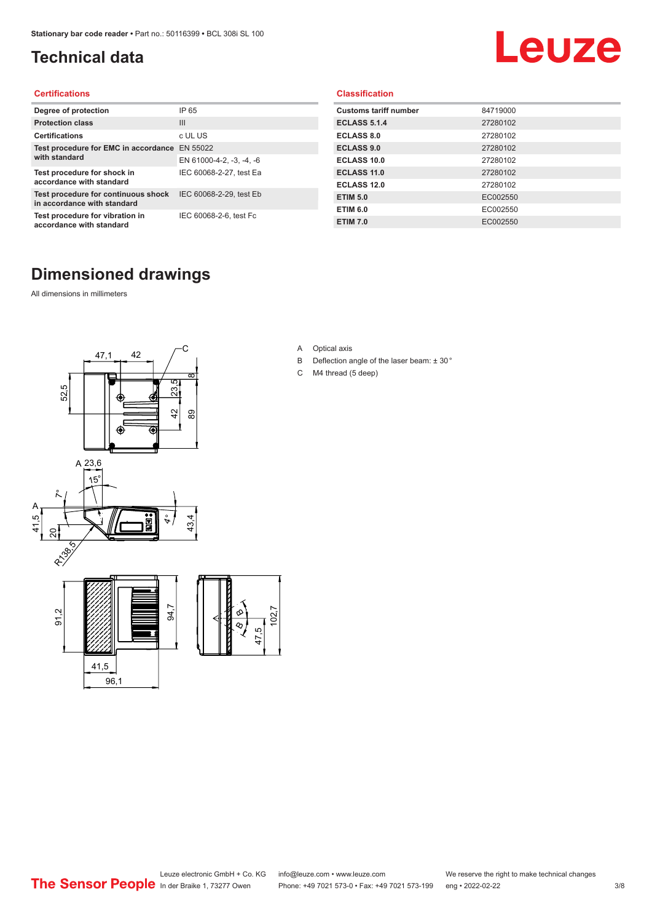# Technical data

## Certifications

| Degree of protection | IP 65 |
|---|---|
| Protection class | III |
| Certifications | c UL US |
| Test procedure for EMC in accordance with standard | EN 55022 |
| | EN 61000-4-2, -3, -4, -6 |
| Test procedure for shock in accordance with standard | IEC 60068-2-27, test Ea |
| Test procedure for continuous shock in accordance with standard | IEC 60068-2-29, test Eb |
| Test procedure for vibration in accordance with standard | IEC 60068-2-6, test Fc |

## Classification

| Customs tariff number | 84719000 |
|---|---|
| ECLASS 5.1.4 | 27280102 |
| ECLASS 8.0 | 27280102 |
| ECLASS 9.0 | 27280102 |
| ECLASS 10.0 | 27280102 |
| ECLASS 11.0 | 27280102 |
| ECLASS 12.0 | 27280102 |
| ETIM 5.0 | EC002550 |
| ETIM 6.0 | EC002550 |
| ETIM 7.0 | EC002550 |

# Dimensioned drawings

All dimensions in millimeters

A Optical axis

B Deflection angle of the laser beam: ± 30 °

C M4 thread (5 deep)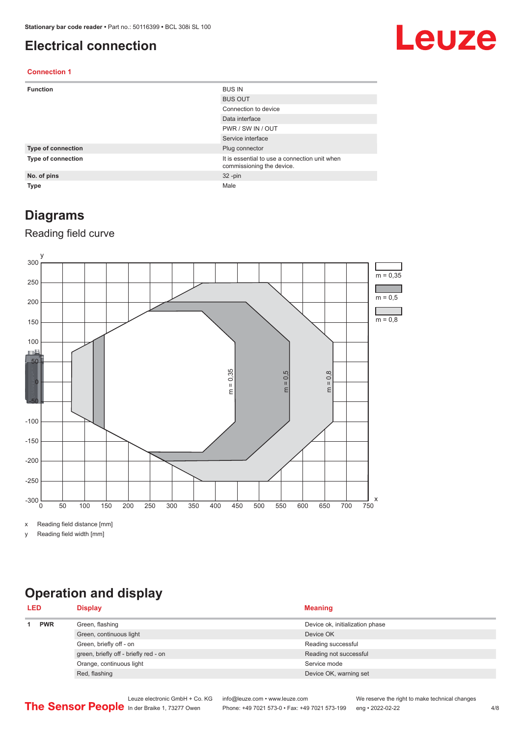# Electrical connection

## Connection 1

| | |
|---|---|
| **Function** | BUS IN |
| | BUS OUT |
| | Connection to device |
| | Data interface |
| | PWR / SW IN / OUT |
| | Service interface |
| **Type of connection** | Plug connector |
| **Type of connection** | It is essential to use a connection unit when commissioning the device. |
| **No. of pins** | 32 -pin |
| **Type** | Male |

# Diagrams

## Reading field curve

x Reading field distance [mm]

y Reading field width [mm]

# Operation and display

| LED | | Display | Meaning |
|---|---|---|---|
| 1 | **PWR** | Green, flashing | Device ok, initialization phase |
| | | Green, continuous light | Device OK |
| | | Green, briefly off - on | Reading successful |
| | | green, briefly off - briefly red - on | Reading not successful |
| | | Orange, continuous light | Service mode |
| | | Red, flashing | Device OK, warning set |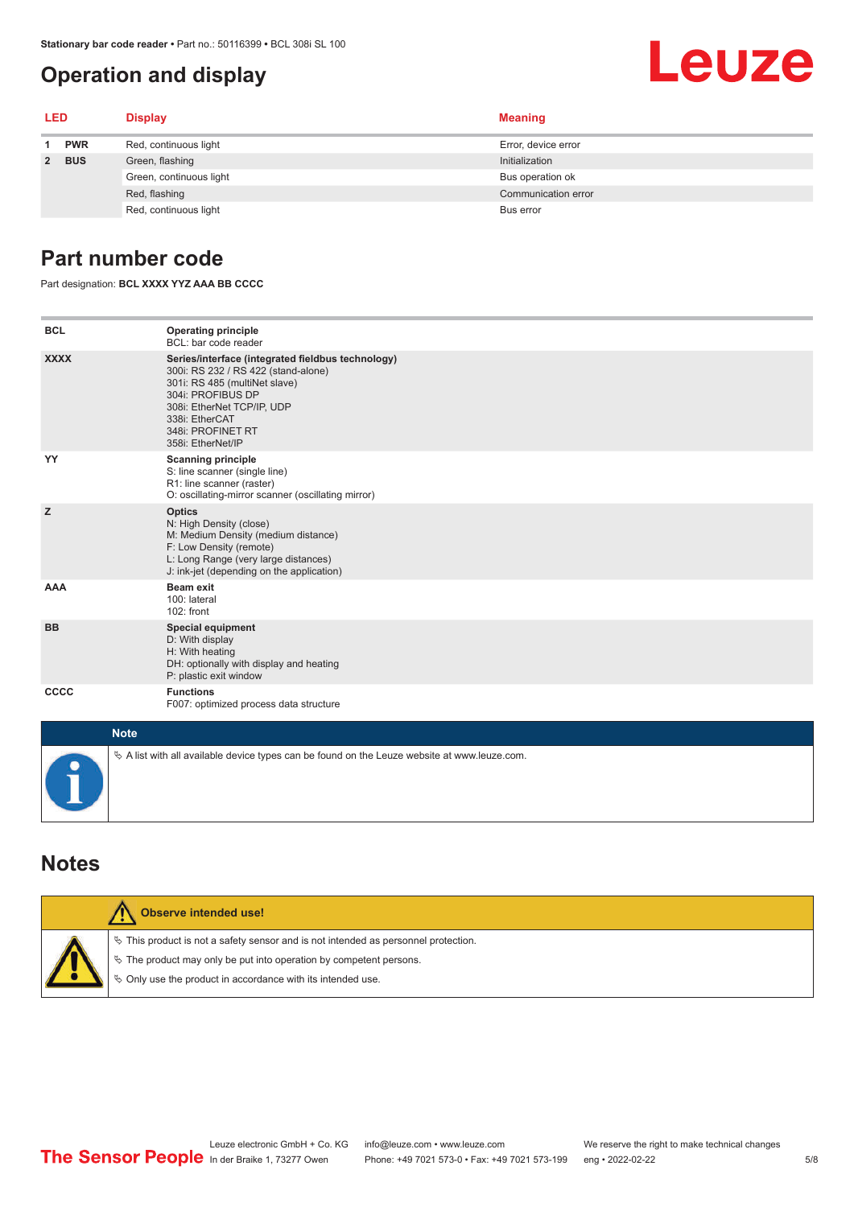## Operation and display

| LED | | Display | Meaning |
|---|---|---|---|
| 1 | PWR | Red, continuous light | Error, device error |
| 2 | BUS | Green, flashing | Initialization |
| | | Green, continuous light | Bus operation ok |
| | | Red, flashing | Communication error |
| | | Red, continuous light | Bus error |

## Part number code

Part designation: **BCL XXXX YYZ AAA BB CCCC**

| | |
|---|---|
| **BCL** | **Operating principle**<br>BCL: bar code reader |
| **XXXX** | **Series/interface (integrated fieldbus technology)**<br>300i: RS 232 / RS 422 (stand-alone)<br>301i: RS 485 (multiNet slave)<br>304i: PROFIBUS DP<br>308i: EtherNet TCP/IP, UDP<br>338i: EtherCAT<br>348i: PROFINET RT<br>358i: EtherNet/IP |
| **YY** | **Scanning principle**<br>S: line scanner (single line)<br>R1: line scanner (raster)<br>O: oscillating-mirror scanner (oscillating mirror) |
| **Z** | **Optics**<br>N: High Density (close)<br>M: Medium Density (medium distance)<br>F: Low Density (remote)<br>L: Long Range (very large distances)<br>J: ink-jet (depending on the application) |
| **AAA** | **Beam exit**<br>100: lateral<br>102: front |
| **BB** | **Special equipment**<br>D: With display<br>H: With heating<br>DH: optionally with display and heating<br>P: plastic exit window |
| **CCCC** | **Functions**<br>F007: optimized process data structure |

**Note**

- A list with all available device types can be found on the Leuze website at www.leuze.com.

## Notes

**Observe intended use!**

- This product is not a safety sensor and is not intended as personnel protection.
- The product may only be put into operation by competent persons.
- Only use the product in accordance with its intended use.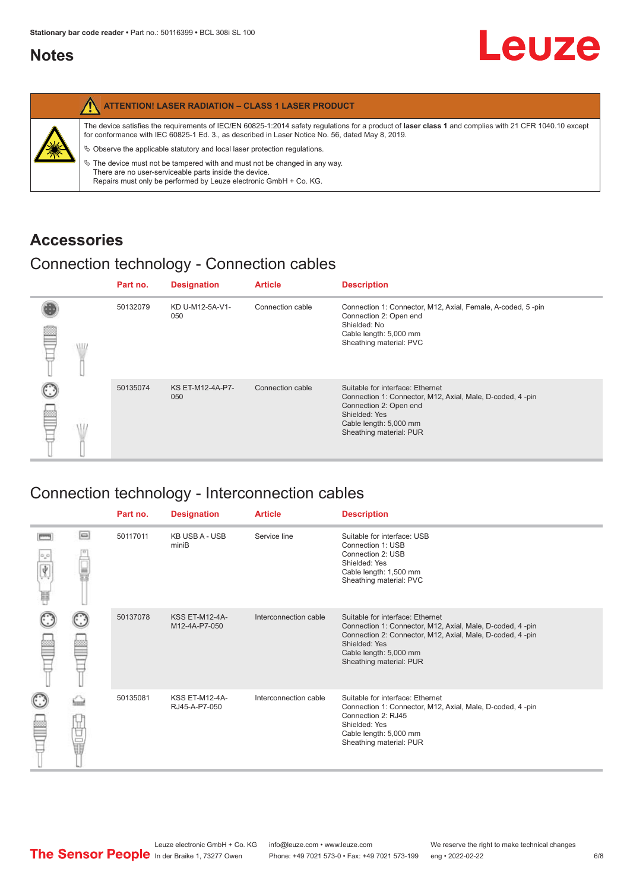# Notes

**ATTENTION! LASER RADIATION – CLASS 1 LASER PRODUCT**

The device satisfies the requirements of IEC/EN 60825-1:2014 safety regulations for a product of **laser class 1** and complies with 21 CFR 1040.10 except for conformance with IEC 60825-1 Ed. 3., as described in Laser Notice No. 56, dated May 8, 2019.

- Observe the applicable statutory and local laser protection regulations.
- The device must not be tampered with and must not be changed in any way.
  There are no user-serviceable parts inside the device.
  Repairs must only be performed by Leuze electronic GmbH + Co. KG.

# Accessories

## Connection technology - Connection cables

| Part no. | Designation | Article | Description |
|---|---|---|---|
| 50132079 | KD U-M12-5A-V1-050 | Connection cable | Connection 1: Connector, M12, Axial, Female, A-coded, 5 -pin<br>Connection 2: Open end<br>Shielded: No<br>Cable length: 5,000 mm<br>Sheathing material: PVC |
| 50135074 | KS ET-M12-4A-P7-050 | Connection cable | Suitable for interface: Ethernet<br>Connection 1: Connector, M12, Axial, Male, D-coded, 4 -pin<br>Connection 2: Open end<br>Shielded: Yes<br>Cable length: 5,000 mm<br>Sheathing material: PUR |

## Connection technology - Interconnection cables

| Part no. | Designation | Article | Description |
|---|---|---|---|
| 50117011 | KB USB A - USB miniB | Service line | Suitable for interface: USB<br>Connection 1: USB<br>Connection 2: USB<br>Shielded: Yes<br>Cable length: 1,500 mm<br>Sheathing material: PVC |
| 50137078 | KSS ET-M12-4A-M12-4A-P7-050 | Interconnection cable | Suitable for interface: Ethernet<br>Connection 1: Connector, M12, Axial, Male, D-coded, 4 -pin<br>Connection 2: Connector, M12, Axial, Male, D-coded, 4 -pin<br>Shielded: Yes<br>Cable length: 5,000 mm<br>Sheathing material: PUR |
| 50135081 | KSS ET-M12-4A-RJ45-A-P7-050 | Interconnection cable | Suitable for interface: Ethernet<br>Connection 1: Connector, M12, Axial, Male, D-coded, 4 -pin<br>Connection 2: RJ45<br>Shielded: Yes<br>Cable length: 5,000 mm<br>Sheathing material: PUR |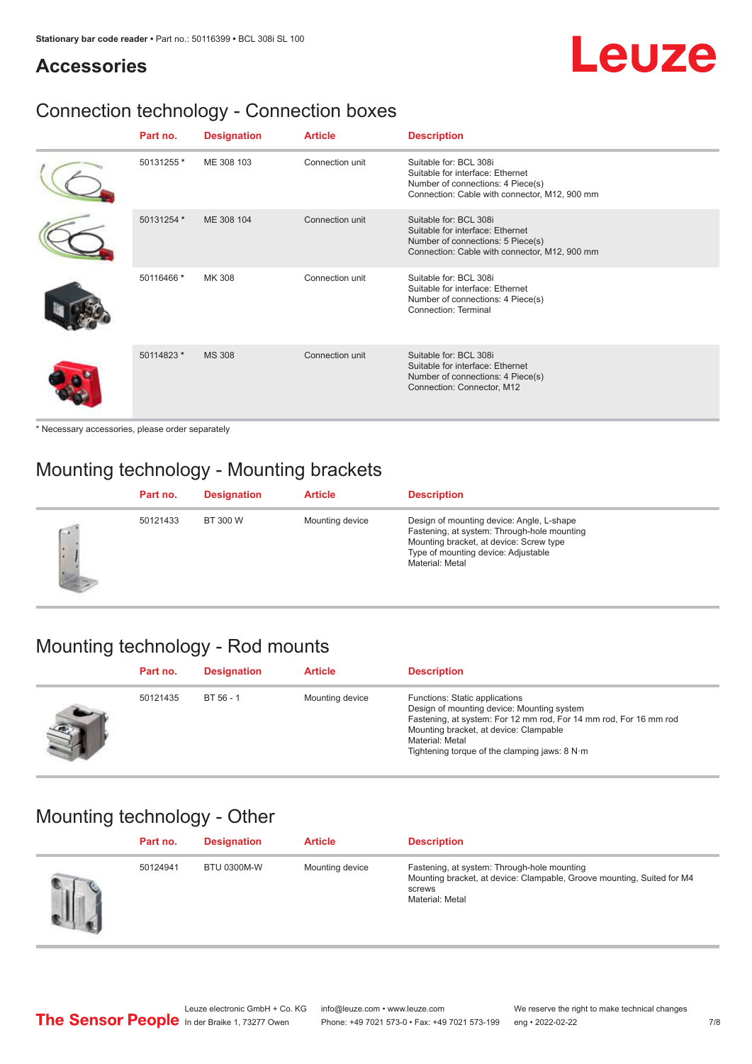## Accessories

### Connection technology - Connection boxes

| Part no. | Designation | Article | Description |
|---|---|---|---|
| 50131255 * | ME 308 103 | Connection unit | Suitable for: BCL 308i<br>Suitable for interface: Ethernet<br>Number of connections: 4 Piece(s)<br>Connection: Cable with connector, M12, 900 mm |
| 50131254 * | ME 308 104 | Connection unit | Suitable for: BCL 308i<br>Suitable for interface: Ethernet<br>Number of connections: 5 Piece(s)<br>Connection: Cable with connector, M12, 900 mm |
| 50116466 * | MK 308 | Connection unit | Suitable for: BCL 308i<br>Suitable for interface: Ethernet<br>Number of connections: 4 Piece(s)<br>Connection: Terminal |
| 50114823 * | MS 308 | Connection unit | Suitable for: BCL 308i<br>Suitable for interface: Ethernet<br>Number of connections: 4 Piece(s)<br>Connection: Connector, M12 |

* Necessary accessories, please order separately

### Mounting technology - Mounting brackets

| Part no. | Designation | Article | Description |
|---|---|---|---|
| 50121433 | BT 300 W | Mounting device | Design of mounting device: Angle, L-shape<br>Fastening, at system: Through-hole mounting<br>Mounting bracket, at device: Screw type<br>Type of mounting device: Adjustable<br>Material: Metal |

### Mounting technology - Rod mounts

| Part no. | Designation | Article | Description |
|---|---|---|---|
| 50121435 | BT 56 - 1 | Mounting device | Functions: Static applications<br>Design of mounting device: Mounting system<br>Fastening, at system: For 12 mm rod, For 14 mm rod, For 16 mm rod<br>Mounting bracket, at device: Clampable<br>Material: Metal<br>Tightening torque of the clamping jaws: 8 N·m |

### Mounting technology - Other

| Part no. | Designation | Article | Description |
|---|---|---|---|
| 50124941 | BTU 0300M-W | Mounting device | Fastening, at system: Through-hole mounting<br>Mounting bracket, at device: Clampable, Groove mounting, Suited for M4 screws<br>Material: Metal |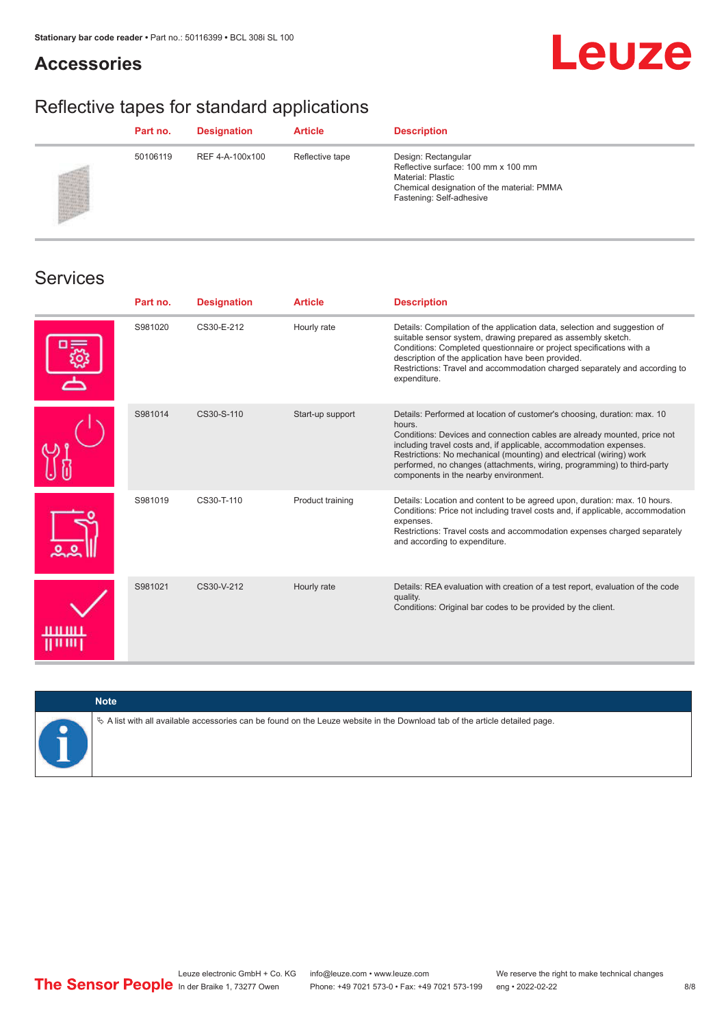## Accessories

# Reflective tapes for standard applications

| | Part no. | Designation | Article | Description |
|---|---|---|---|---|
| | 50106119 | REF 4-A-100x100 | Reflective tape | Design: Rectangular<br>Reflective surface: 100 mm x 100 mm<br>Material: Plastic<br>Chemical designation of the material: PMMA<br>Fastening: Self-adhesive |

# Services

| | Part no. | Designation | Article | Description |
|---|---|---|---|---|
| | S981020 | CS30-E-212 | Hourly rate | Details: Compilation of the application data, selection and suggestion of suitable sensor system, drawing prepared as assembly sketch.<br>Conditions: Completed questionnaire or project specifications with a description of the application have been provided.<br>Restrictions: Travel and accommodation charged separately and according to expenditure. |
| | S981014 | CS30-S-110 | Start-up support | Details: Performed at location of customer's choosing, duration: max. 10 hours.<br>Conditions: Devices and connection cables are already mounted, price not including travel costs and, if applicable, accommodation expenses.<br>Restrictions: No mechanical (mounting) and electrical (wiring) work performed, no changes (attachments, wiring, programming) to third-party components in the nearby environment. |
| | S981019 | CS30-T-110 | Product training | Details: Location and content to be agreed upon, duration: max. 10 hours.<br>Conditions: Price not including travel costs and, if applicable, accommodation expenses.<br>Restrictions: Travel costs and accommodation expenses charged separately and according to expenditure. |
| | S981021 | CS30-V-212 | Hourly rate | Details: REA evaluation with creation of a test report, evaluation of the code quality.<br>Conditions: Original bar codes to be provided by the client. |

**Note**

↳ A list with all available accessories can be found on the Leuze website in the Download tab of the article detailed page.